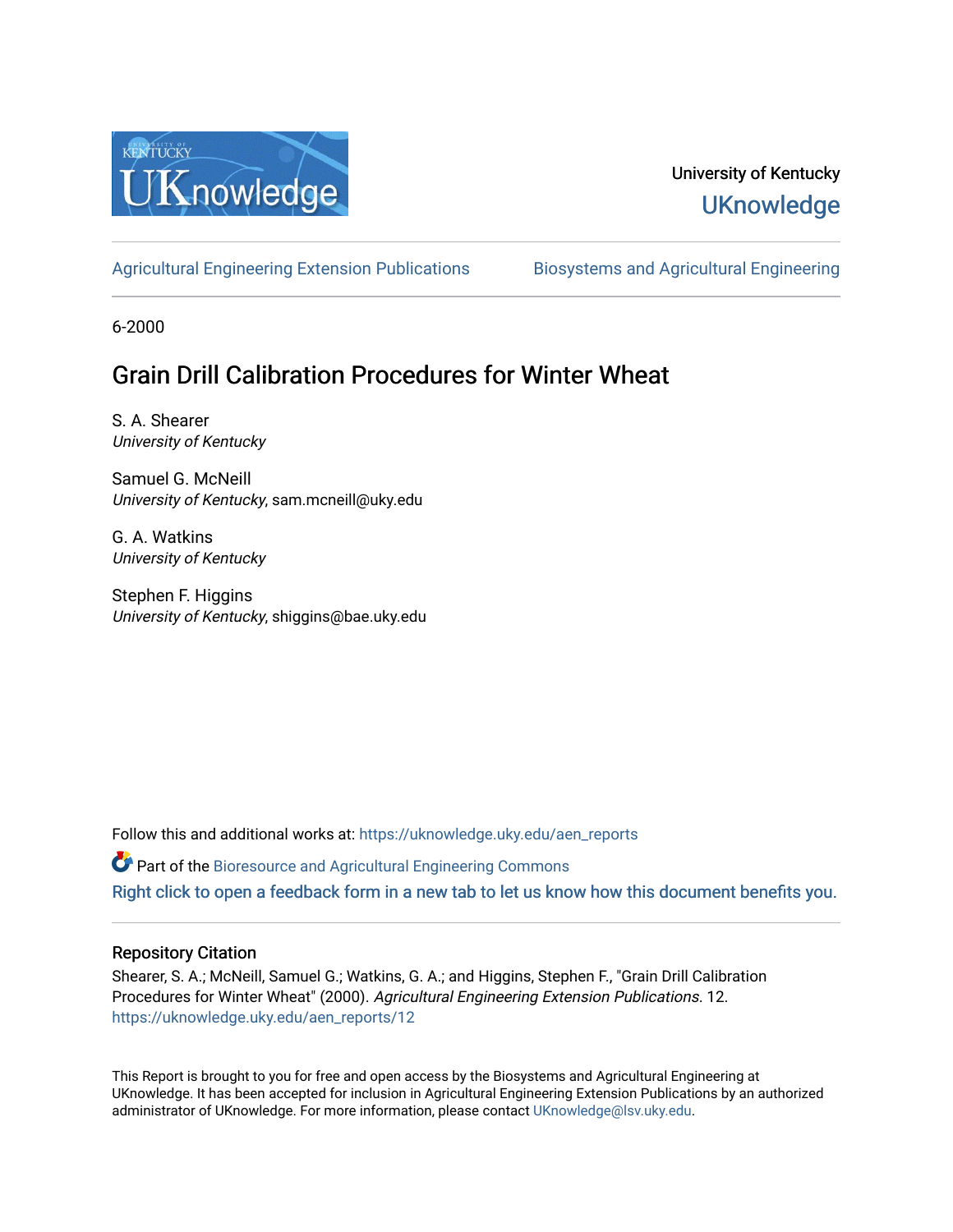University of Kentucky

UKnowledge

Agricultural Engineering Extension Publications

Biosystems and Agricultural Engineering

6-2000

# Grain Drill Calibration Procedures for Winter Wheat

S. A. Shearer
*University of Kentucky*

Samuel G. McNeill
*University of Kentucky*, sam.mcneill@uky.edu

G. A. Watkins
*University of Kentucky*

Stephen F. Higgins
*University of Kentucky*, shiggins@bae.uky.edu

Follow this and additional works at: https://uknowledge.uky.edu/aen_reports

Part of the Bioresource and Agricultural Engineering Commons

Right click to open a feedback form in a new tab to let us know how this document benefits you.

## Repository Citation

Shearer, S. A.; McNeill, Samuel G.; Watkins, G. A.; and Higgins, Stephen F., "Grain Drill Calibration Procedures for Winter Wheat" (2000). *Agricultural Engineering Extension Publications*. 12.
https://uknowledge.uky.edu/aen_reports/12

This Report is brought to you for free and open access by the Biosystems and Agricultural Engineering at UKnowledge. It has been accepted for inclusion in Agricultural Engineering Extension Publications by an authorized administrator of UKnowledge. For more information, please contact UKnowledge@lsv.uky.edu.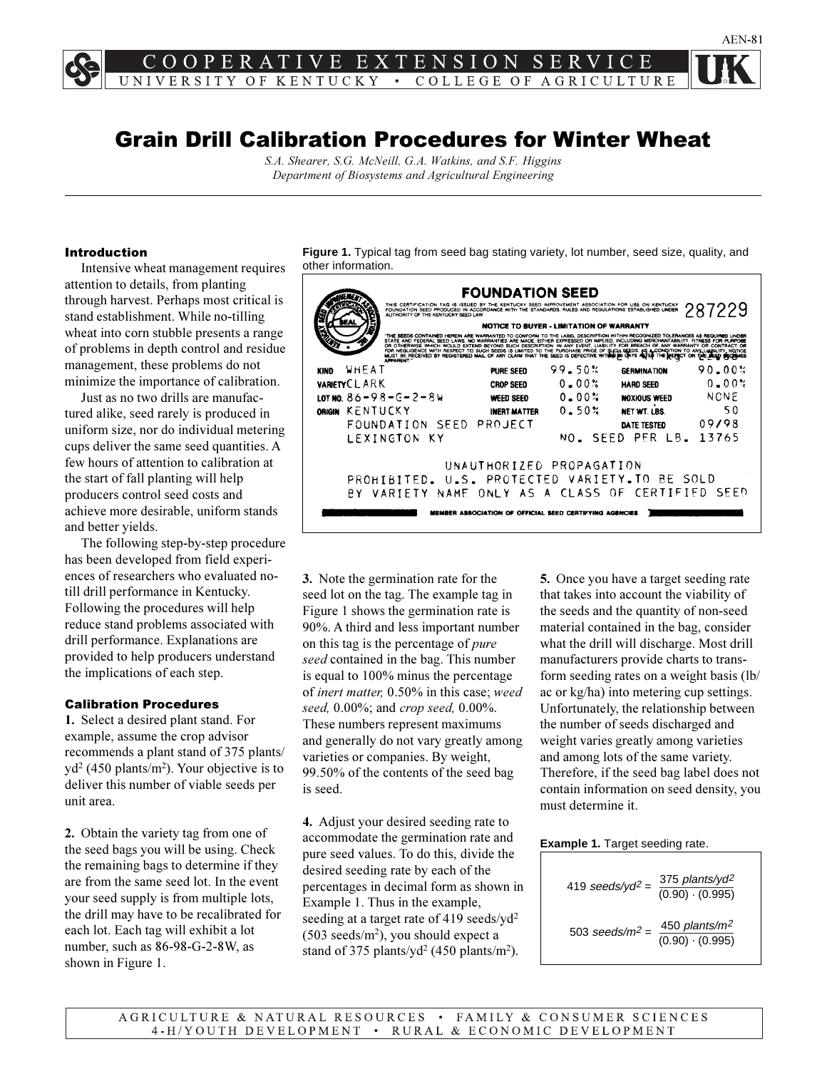AEN-81

# Grain Drill Calibration Procedures for Winter Wheat

*S.A. Shearer, S.G. McNeill, G.A. Watkins, and S.F. Higgins*
*Department of Biosystems and Agricultural Engineering*

### Introduction

Intensive wheat management requires attention to details, from planting through harvest. Perhaps most critical is stand establishment. While no-tilling wheat into corn stubble presents a range of problems in depth control and residue management, these problems do not minimize the importance of calibration.

Just as no two drills are manufactured alike, seed rarely is produced in uniform size, nor do individual metering cups deliver the same seed quantities. A few hours of attention to calibration at the start of fall planting will help producers control seed costs and achieve more desirable, uniform stands and better yields.

The following step-by-step procedure has been developed from field experiences of researchers who evaluated no-till drill performance in Kentucky. Following the procedures will help reduce stand problems associated with drill performance. Explanations are provided to help producers understand the implications of each step.

**Figure 1.** Typical tag from seed bag stating variety, lot number, seed size, quality, and other information.

**FOUNDATION SEED**

THIS CERTIFICATION TAG IS ISSUED BY THE KENTUCKY SEED IMPROVEMENT ASSOCIATION FOR USE ON KENTUCKY FOUNDATION SEED PRODUCED IN ACCORDANCE WITH THE STANDARDS, RULES AND REGULATIONS ESTABLISHED UNDER AUTHORITY OF THE KENTUCKY SEED LAW — 287229

NOTICE TO BUYER - LIMITATION OF WARRANTY

| | | | | | |
|---|---|---|---|---|---|
| KIND | WHEAT | PURE SEED | 99.50% | GERMINATION | 90.00% |
| VARIETY | CLARK | CROP SEED | 0.00% | HARD SEED | 0.00% |
| LOT NO. | 86-98-G-2-8W | WEED SEED | 0.00% | NOXIOUS WEED | NONE |
| ORIGIN | KENTUCKY | INERT MATTER | 0.50% | NET WT. LBS. | 50 |
| | FOUNDATION SEED PROJECT | | | DATE TESTED | 09/98 |
| | LEXINGTON KY | | | NO. SEED PER LB. | 13765 |

UNAUTHORIZED PROPAGATION PROHIBITED. U.S. PROTECTED VARIETY. TO BE SOLD BY VARIETY NAME ONLY AS A CLASS OF CERTIFIED SEED

MEMBER ASSOCIATION OF OFFICIAL SEED CERTIFYING AGENCIES

### Calibration Procedures

**1.** Select a desired plant stand. For example, assume the crop advisor recommends a plant stand of 375 plants/yd$^2$ (450 plants/m$^2$). Your objective is to deliver this number of viable seeds per unit area.

**2.** Obtain the variety tag from one of the seed bags you will be using. Check the remaining bags to determine if they are from the same seed lot. In the event your seed supply is from multiple lots, the drill may have to be recalibrated for each lot. Each tag will exhibit a lot number, such as 86-98-G-2-8W, as shown in Figure 1.

**3.** Note the germination rate for the seed lot on the tag. The example tag in Figure 1 shows the germination rate is 90%. A third and less important number on this tag is the percentage of *pure seed* contained in the bag. This number is equal to 100% minus the percentage of *inert matter,* 0.50% in this case; *weed seed,* 0.00%; and *crop seed,* 0.00%. These numbers represent maximums and generally do not vary greatly among varieties or companies. By weight, 99.50% of the contents of the seed bag is seed.

**4.** Adjust your desired seeding rate to accommodate the germination rate and pure seed values. To do this, divide the desired seeding rate by each of the percentages in decimal form as shown in Example 1. Thus in the example, seeding at a target rate of 419 seeds/yd$^2$ (503 seeds/m$^2$), you should expect a stand of 375 plants/yd$^2$ (450 plants/m$^2$).

**5.** Once you have a target seeding rate that takes into account the viability of the seeds and the quantity of non-seed material contained in the bag, consider what the drill will discharge. Most drill manufacturers provide charts to transform seeding rates on a weight basis (lb/ac or kg/ha) into metering cup settings. Unfortunately, the relationship between the number of seeds discharged and weight varies greatly among varieties and among lots of the same variety. Therefore, if the seed bag label does not contain information on seed density, you must determine it.

**Example 1.** Target seeding rate.

$$419 \ \textit{seeds/yd}^2 = \frac{375 \ \textit{plants/yd}^2}{(0.90) \cdot (0.995)}$$

$$503 \ \textit{seeds/m}^2 = \frac{450 \ \textit{plants/m}^2}{(0.90) \cdot (0.995)}$$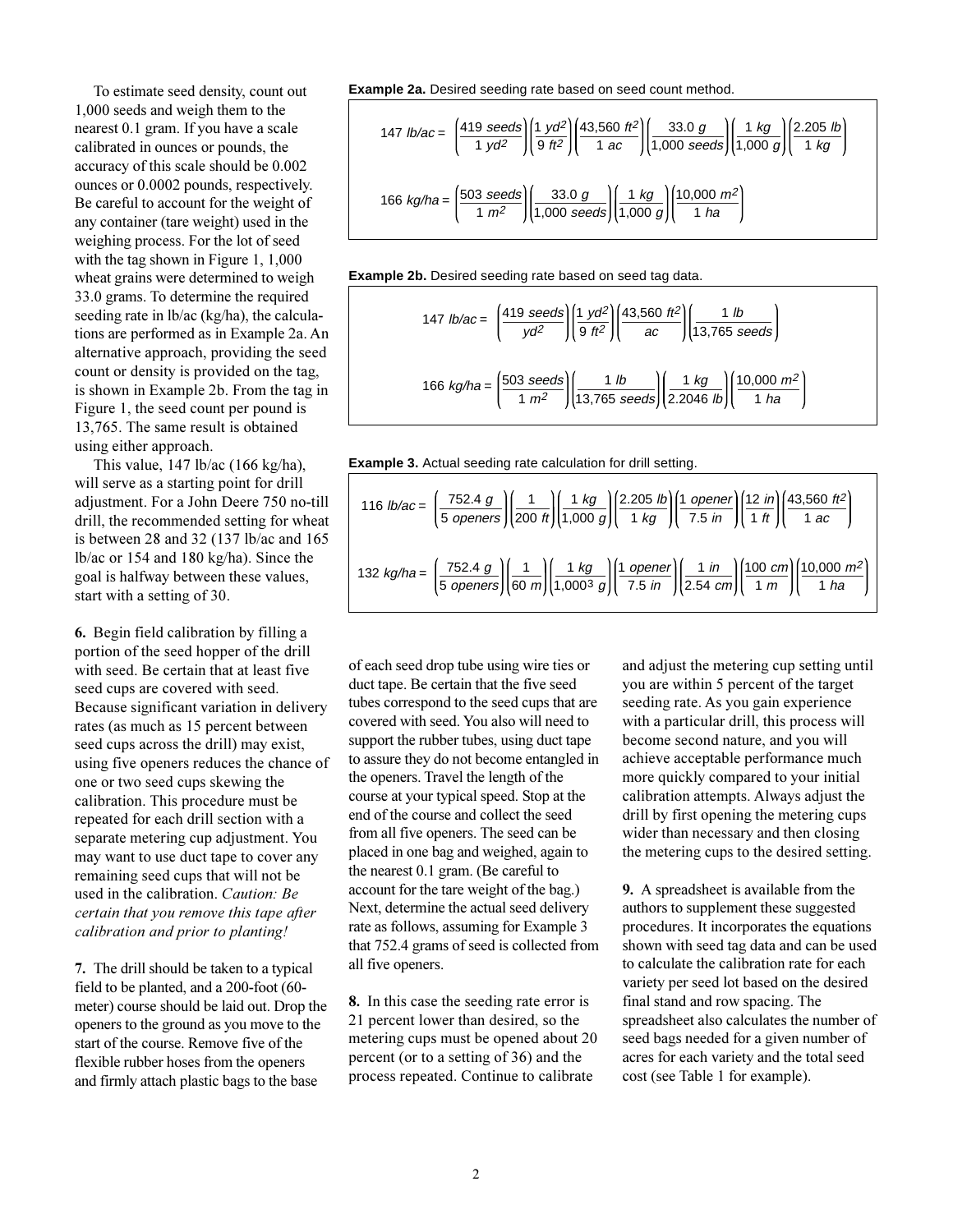To estimate seed density, count out 1,000 seeds and weigh them to the nearest 0.1 gram. If you have a scale calibrated in ounces or pounds, the accuracy of this scale should be 0.002 ounces or 0.0002 pounds, respectively. Be careful to account for the weight of any container (tare weight) used in the weighing process. For the lot of seed with the tag shown in Figure 1, 1,000 wheat grains were determined to weigh 33.0 grams. To determine the required seeding rate in lb/ac (kg/ha), the calculations are performed as in Example 2a. An alternative approach, providing the seed count or density is provided on the tag, is shown in Example 2b. From the tag in Figure 1, the seed count per pound is 13,765. The same result is obtained using either approach.

This value, 147 lb/ac (166 kg/ha), will serve as a starting point for drill adjustment. For a John Deere 750 no-till drill, the recommended setting for wheat is between 28 and 32 (137 lb/ac and 165 lb/ac or 154 and 180 kg/ha). Since the goal is halfway between these values, start with a setting of 30.

**Example 2a.** Desired seeding rate based on seed count method.

$$147\ lb/ac = \left(\frac{419\ seeds}{1\ yd^2}\right)\left(\frac{1\ yd^2}{9\ ft^2}\right)\left(\frac{43{,}560\ ft^2}{1\ ac}\right)\left(\frac{33.0\ g}{1{,}000\ seeds}\right)\left(\frac{1\ kg}{1{,}000\ g}\right)\left(\frac{2.205\ lb}{1\ kg}\right)$$

$$166\ kg/ha = \left(\frac{503\ seeds}{1\ m^2}\right)\left(\frac{33.0\ g}{1{,}000\ seeds}\right)\left(\frac{1\ kg}{1{,}000\ g}\right)\left(\frac{10{,}000\ m^2}{1\ ha}\right)$$

**Example 2b.** Desired seeding rate based on seed tag data.

$$147\ lb/ac = \left(\frac{419\ seeds}{yd^2}\right)\left(\frac{1\ yd^2}{9\ ft^2}\right)\left(\frac{43{,}560\ ft^2}{ac}\right)\left(\frac{1\ lb}{13{,}765\ seeds}\right)$$

$$166\ kg/ha = \left(\frac{503\ seeds}{1\ m^2}\right)\left(\frac{1\ lb}{13{,}765\ seeds}\right)\left(\frac{1\ kg}{2.2046\ lb}\right)\left(\frac{10{,}000\ m^2}{1\ ha}\right)$$

**Example 3.** Actual seeding rate calculation for drill setting.

$$116\ lb/ac = \left(\frac{752.4\ g}{5\ openers}\right)\left(\frac{1}{200\ ft}\right)\left(\frac{1\ kg}{1{,}000\ g}\right)\left(\frac{2.205\ lb}{1\ kg}\right)\left(\frac{1\ opener}{7.5\ in}\right)\left(\frac{12\ in}{1\ ft}\right)\left(\frac{43{,}560\ ft^2}{1\ ac}\right)$$

$$132\ kg/ha = \left(\frac{752.4\ g}{5\ openers}\right)\left(\frac{1}{60\ m}\right)\left(\frac{1\ kg}{1{,}000^3\ g}\right)\left(\frac{1\ opener}{7.5\ in}\right)\left(\frac{1\ in}{2.54\ cm}\right)\left(\frac{100\ cm}{1\ m}\right)\left(\frac{10{,}000\ m^2}{1\ ha}\right)$$

**6.** Begin field calibration by filling a portion of the seed hopper of the drill with seed. Be certain that at least five seed cups are covered with seed. Because significant variation in delivery rates (as much as 15 percent between seed cups across the drill) may exist, using five openers reduces the chance of one or two seed cups skewing the calibration. This procedure must be repeated for each drill section with a separate metering cup adjustment. You may want to use duct tape to cover any remaining seed cups that will not be used in the calibration. *Caution: Be certain that you remove this tape after calibration and prior to planting!*

**7.** The drill should be taken to a typical field to be planted, and a 200-foot (60-meter) course should be laid out. Drop the openers to the ground as you move to the start of the course. Remove five of the flexible rubber hoses from the openers and firmly attach plastic bags to the base of each seed drop tube using wire ties or duct tape. Be certain that the five seed tubes correspond to the seed cups that are covered with seed. You also will need to support the rubber tubes, using duct tape to assure they do not become entangled in the openers. Travel the length of the course at your typical speed. Stop at the end of the course and collect the seed from all five openers. The seed can be placed in one bag and weighed, again to the nearest 0.1 gram. (Be careful to account for the tare weight of the bag.) Next, determine the actual seed delivery rate as follows, assuming for Example 3 that 752.4 grams of seed is collected from all five openers.

**8.** In this case the seeding rate error is 21 percent lower than desired, so the metering cups must be opened about 20 percent (or to a setting of 36) and the process repeated. Continue to calibrate and adjust the metering cup setting until you are within 5 percent of the target seeding rate. As you gain experience with a particular drill, this process will become second nature, and you will achieve acceptable performance much more quickly compared to your initial calibration attempts. Always adjust the drill by first opening the metering cups wider than necessary and then closing the metering cups to the desired setting.

**9.** A spreadsheet is available from the authors to supplement these suggested procedures. It incorporates the equations shown with seed tag data and can be used to calculate the calibration rate for each variety per seed lot based on the desired final stand and row spacing. The spreadsheet also calculates the number of seed bags needed for a given number of acres for each variety and the total seed cost (see Table 1 for example).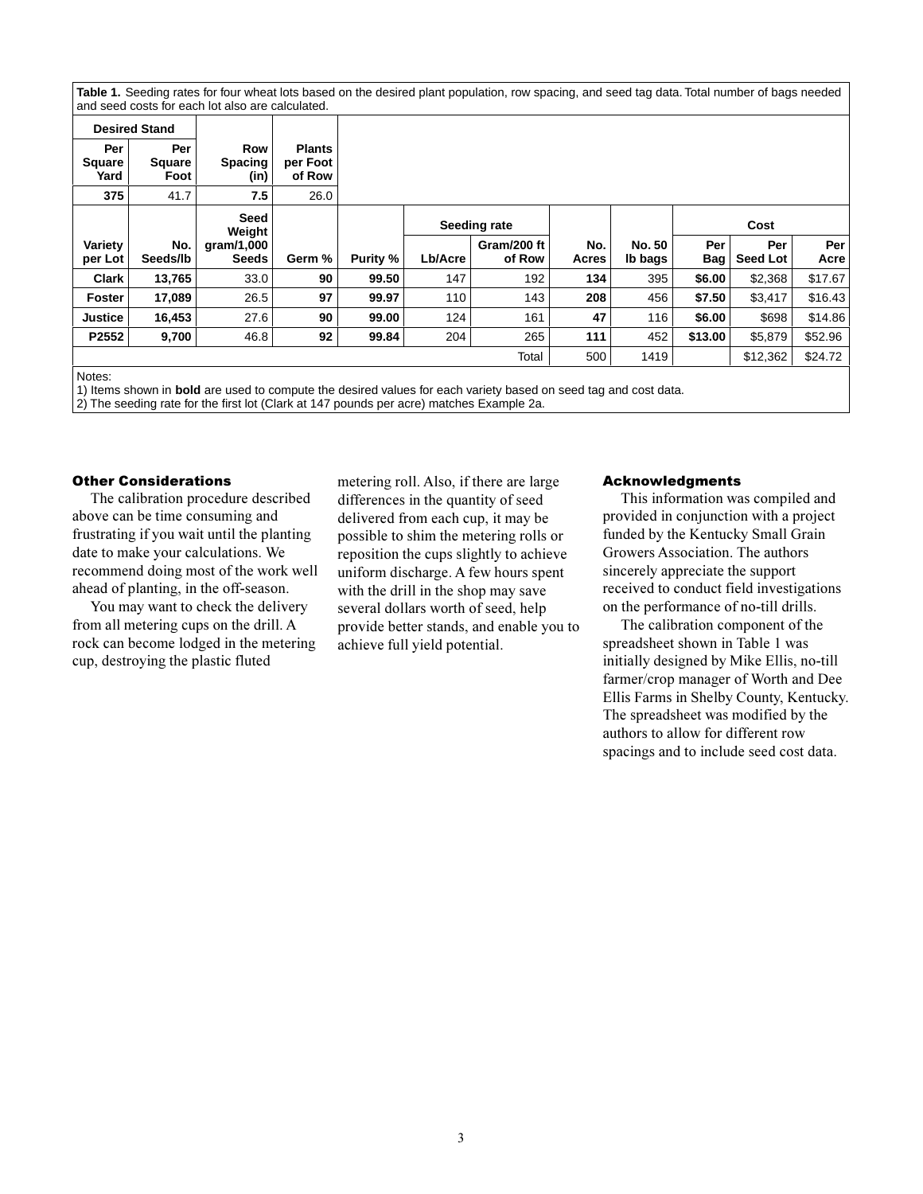**Table 1.** Seeding rates for four wheat lots based on the desired plant population, row spacing, and seed tag data. Total number of bags needed and seed costs for each lot also are calculated.

| Desired Stand | | | | | | | | | | | |
|---|---|---|---|---|---|---|---|---|---|---|---|
| Per Square Yard | Per Square Foot | Row Spacing (in) | Plants per Foot of Row | | | | | | | | |
| **375** | 41.7 | **7.5** | 26.0 | | | | | | | | |

| Variety per Lot | No. Seeds/lb | Seed Weight gram/1,000 Seeds | Germ % | Purity % | Seeding rate Lb/Acre | Seeding rate Gram/200 ft of Row | No. Acres | No. 50 lb bags | Cost Per Bag | Cost Per Seed Lot | Cost Per Acre |
|---|---|---|---|---|---|---|---|---|---|---|---|
| **Clark** | **13,765** | 33.0 | **90** | **99.50** | 147 | 192 | **134** | 395 | **$6.00** | $2,368 | $17.67 |
| **Foster** | **17,089** | 26.5 | **97** | **99.97** | 110 | 143 | **208** | 456 | **$7.50** | $3,417 | $16.43 |
| **Justice** | **16,453** | 27.6 | **90** | **99.00** | 124 | 161 | **47** | 116 | **$6.00** | $698 | $14.86 |
| **P2552** | **9,700** | 46.8 | **92** | **99.84** | 204 | 265 | **111** | 452 | **$13.00** | $5,879 | $52.96 |
| | | | | | | Total | 500 | 1419 | | $12,362 | $24.72 |

Notes:
1) Items shown in **bold** are used to compute the desired values for each variety based on seed tag and cost data.
2) The seeding rate for the first lot (Clark at 147 pounds per acre) matches Example 2a.

### Other Considerations

The calibration procedure described above can be time consuming and frustrating if you wait until the planting date to make your calculations. We recommend doing most of the work well ahead of planting, in the off-season.

You may want to check the delivery from all metering cups on the drill. A rock can become lodged in the metering cup, destroying the plastic fluted metering roll. Also, if there are large differences in the quantity of seed delivered from each cup, it may be possible to shim the metering rolls or reposition the cups slightly to achieve uniform discharge. A few hours spent with the drill in the shop may save several dollars worth of seed, help provide better stands, and enable you to achieve full yield potential.

### Acknowledgments

This information was compiled and provided in conjunction with a project funded by the Kentucky Small Grain Growers Association. The authors sincerely appreciate the support received to conduct field investigations on the performance of no-till drills.

The calibration component of the spreadsheet shown in Table 1 was initially designed by Mike Ellis, no-till farmer/crop manager of Worth and Dee Ellis Farms in Shelby County, Kentucky. The spreadsheet was modified by the authors to allow for different row spacings and to include seed cost data.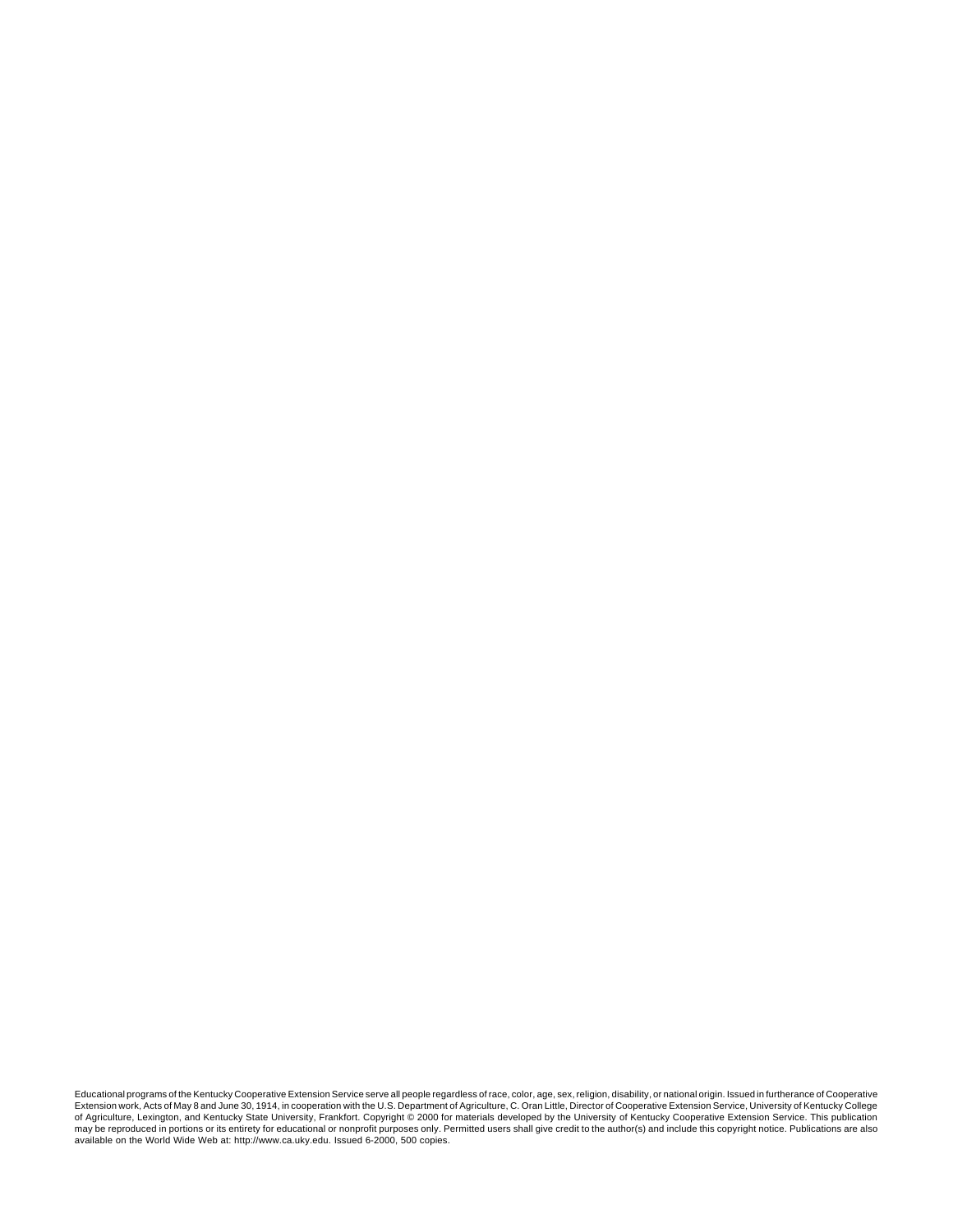Educational programs of the Kentucky Cooperative Extension Service serve all people regardless of race, color, age, sex, religion, disability, or national origin. Issued in furtherance of Cooperative Extension work, Acts of May 8 and June 30, 1914, in cooperation with the U.S. Department of Agriculture, C. Oran Little, Director of Cooperative Extension Service, University of Kentucky College of Agriculture, Lexington, and Kentucky State University, Frankfort. Copyright © 2000 for materials developed by the University of Kentucky Cooperative Extension Service. This publication may be reproduced in portions or its entirety for educational or nonprofit purposes only. Permitted users shall give credit to the author(s) and include this copyright notice. Publications are also available on the World Wide Web at: http://www.ca.uky.edu. Issued 6-2000, 500 copies.